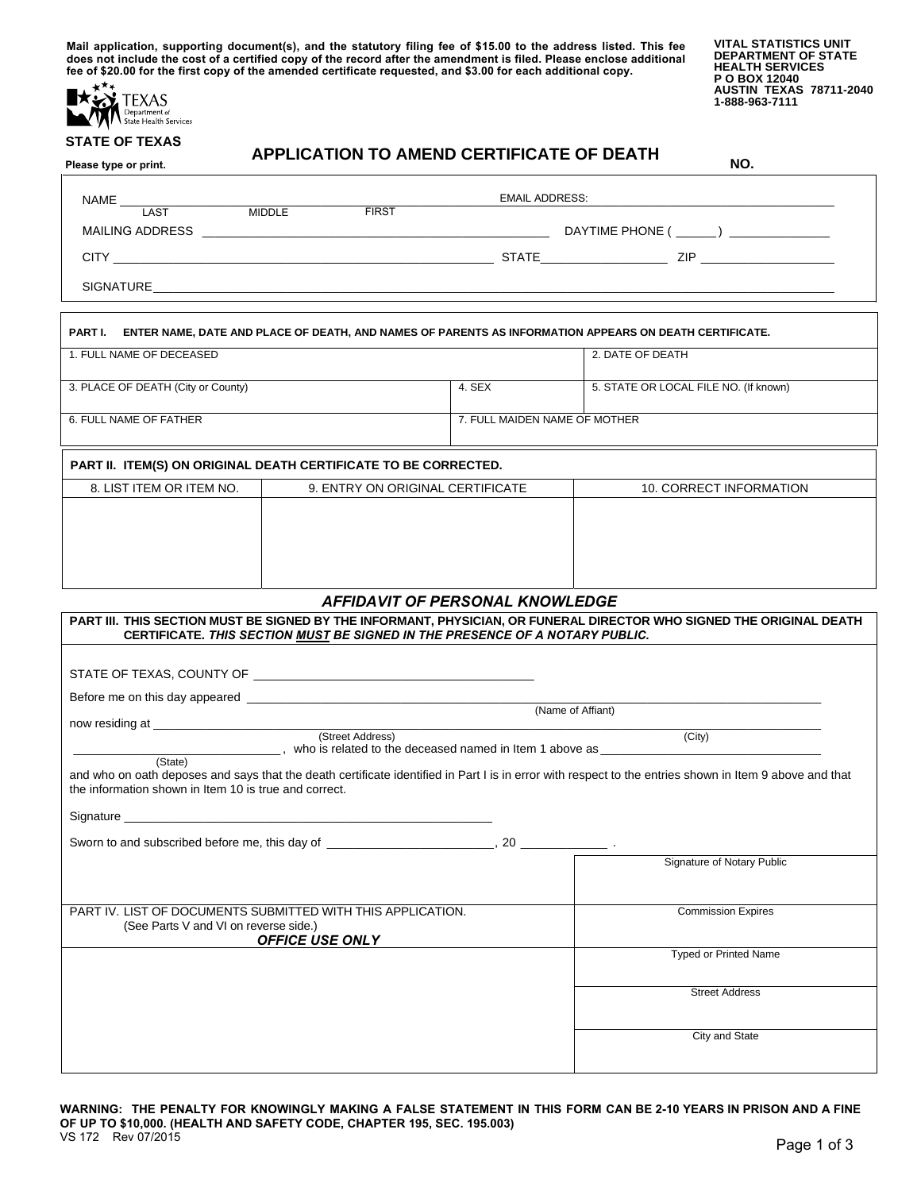**Mail application, supporting document(s), and the statutory filing fee of $15.00 to the address listed. This fee does not include the cost of a certified copy of the record after the amendment is filed. Please enclose additional fee of $20.00 for the first copy of the amended certificate requested, and $3.00 for each additional copy.**

**VITAL STATISTICS UNIT**
**DEPARTMENT OF STATE HEALTH SERVICES**
**P O BOX 12040**
**AUSTIN TEXAS 78711-2040**
**1-888-963-7111**

TEXAS Department of State Health Services

**STATE OF TEXAS**

# APPLICATION TO AMEND CERTIFICATE OF DEATH

**Please type or print.**

**NO.**

NAME ______________________________ (LAST) (MIDDLE) (FIRST) EMAIL ADDRESS: ______________________________

MAILING ADDRESS ______________________________ DAYTIME PHONE ( ______ ) ______________

CITY ______________________________ STATE ______________ ZIP ______________

SIGNATURE ______________________________

**PART I. ENTER NAME, DATE AND PLACE OF DEATH, AND NAMES OF PARENTS AS INFORMATION APPEARS ON DEATH CERTIFICATE.**

| | | |
|---|---|---|
| 1. FULL NAME OF DECEASED | | 2. DATE OF DEATH |
| 3. PLACE OF DEATH (City or County) | 4. SEX | 5. STATE OR LOCAL FILE NO. (If known) |
| 6. FULL NAME OF FATHER | 7. FULL MAIDEN NAME OF MOTHER | |

**PART II. ITEM(S) ON ORIGINAL DEATH CERTIFICATE TO BE CORRECTED.**

| 8. LIST ITEM OR ITEM NO. | 9. ENTRY ON ORIGINAL CERTIFICATE | 10. CORRECT INFORMATION |
|---|---|---|
| | | |

## *AFFIDAVIT OF PERSONAL KNOWLEDGE*

**PART III. THIS SECTION MUST BE SIGNED BY THE INFORMANT, PHYSICIAN, OR FUNERAL DIRECTOR WHO SIGNED THE ORIGINAL DEATH CERTIFICATE. *THIS SECTION MUST BE SIGNED IN THE PRESENCE OF A NOTARY PUBLIC.***

STATE OF TEXAS, COUNTY OF ______________________________

Before me on this day appeared ______________________________ (Name of Affiant)

now residing at ______________________________ (Street Address) (City)

______________ (State), who is related to the deceased named in Item 1 above as ______________________________

and who on oath deposes and says that the death certificate identified in Part I is in error with respect to the entries shown in Item 9 above and that the information shown in Item 10 is true and correct.

Signature ______________________________

Sworn to and subscribed before me, this day of ______________________, 20 __________ .

Signature of Notary Public

PART IV. LIST OF DOCUMENTS SUBMITTED WITH THIS APPLICATION.
(See Parts V and VI on reverse side.)

***OFFICE USE ONLY***

Commission Expires

Typed or Printed Name

Street Address

City and State

**WARNING: THE PENALTY FOR KNOWINGLY MAKING A FALSE STATEMENT IN THIS FORM CAN BE 2-10 YEARS IN PRISON AND A FINE OF UP TO $10,000. (HEALTH AND SAFETY CODE, CHAPTER 195, SEC. 195.003)**

VS 172 Rev 07/2015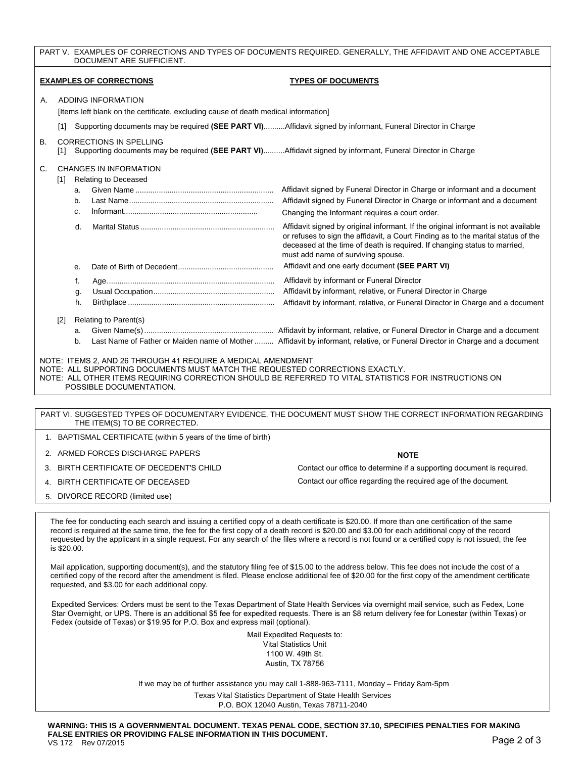PART V. EXAMPLES OF CORRECTIONS AND TYPES OF DOCUMENTS REQUIRED. GENERALLY, THE AFFIDAVIT AND ONE ACCEPTABLE DOCUMENT ARE SUFFICIENT.

| EXAMPLES OF CORRECTIONS | TYPES OF DOCUMENTS |
|---|---|
| A. ADDING INFORMATION [Items left blank on the certificate, excluding cause of death medical information] | |
| [1] Supporting documents may be required **(SEE PART VI)** | Affidavit signed by informant, Funeral Director in Charge |
| B. CORRECTIONS IN SPELLING | |
| [1] Supporting documents may be required **(SEE PART VI)** | Affidavit signed by informant, Funeral Director in Charge |
| C. CHANGES IN INFORMATION | |
| [1] Relating to Deceased | |
| a. Given Name | Affidavit signed by Funeral Director in Charge or informant and a document |
| b. Last Name | Affidavit signed by Funeral Director in Charge or informant and a document |
| c. Informant | Changing the Informant requires a court order. |
| d. Marital Status | Affidavit signed by original informant. If the original informant is not available or refuses to sign the affidavit, a Court Finding as to the marital status of the deceased at the time of death is required. If changing status to married, must add name of surviving spouse. |
| e. Date of Birth of Decedent | Affidavit and one early document **(SEE PART VI)** |
| f. Age | Affidavit by informant or Funeral Director |
| g. Usual Occupation | Affidavit by informant, relative, or Funeral Director in Charge |
| h. Birthplace | Affidavit by informant, relative, or Funeral Director in Charge and a document |
| [2] Relating to Parent(s) | |
| a. Given Name(s) | Affidavit by informant, relative, or Funeral Director in Charge and a document |
| b. Last Name of Father or Maiden name of Mother | Affidavit by informant, relative, or Funeral Director in Charge and a document |

NOTE: ITEMS 2, AND 26 THROUGH 41 REQUIRE A MEDICAL AMENDMENT
NOTE: ALL SUPPORTING DOCUMENTS MUST MATCH THE REQUESTED CORRECTIONS EXACTLY.
NOTE: ALL OTHER ITEMS REQUIRING CORRECTION SHOULD BE REFERRED TO VITAL STATISTICS FOR INSTRUCTIONS ON POSSIBLE DOCUMENTATION.

PART VI. SUGGESTED TYPES OF DOCUMENTARY EVIDENCE. THE DOCUMENT MUST SHOW THE CORRECT INFORMATION REGARDING THE ITEM(S) TO BE CORRECTED.

1. BAPTISMAL CERTIFICATE (within 5 years of the time of birth)
2. ARMED FORCES DISCHARGE PAPERS
3. BIRTH CERTIFICATE OF DECEDENT'S CHILD
4. BIRTH CERTIFICATE OF DECEASED
5. DIVORCE RECORD (limited use)

**NOTE**

Contact our office to determine if a supporting document is required.

Contact our office regarding the required age of the document.

The fee for conducting each search and issuing a certified copy of a death certificate is $20.00. If more than one certification of the same record is required at the same time, the fee for the first copy of a death record is $20.00 and $3.00 for each additional copy of the record requested by the applicant in a single request. For any search of the files where a record is not found or a certified copy is not issued, the fee is $20.00.

Mail application, supporting document(s), and the statutory filing fee of $15.00 to the address below. This fee does not include the cost of a certified copy of the record after the amendment is filed. Please enclose additional fee of $20.00 for the first copy of the amendment certificate requested, and $3.00 for each additional copy.

Expedited Services: Orders must be sent to the Texas Department of State Health Services via overnight mail service, such as Fedex, Lone Star Overnight, or UPS. There is an additional $5 fee for expedited requests. There is an $8 return delivery fee for Lonestar (within Texas) or Fedex (outside of Texas) or $19.95 for P.O. Box and express mail (optional).

Mail Expedited Requests to:
Vital Statistics Unit
1100 W. 49th St.
Austin, TX 78756

If we may be of further assistance you may call 1-888-963-7111, Monday – Friday 8am-5pm

Texas Vital Statistics Department of State Health Services
P.O. BOX 12040 Austin, Texas 78711-2040

**WARNING: THIS IS A GOVERNMENTAL DOCUMENT. TEXAS PENAL CODE, SECTION 37.10, SPECIFIES PENALTIES FOR MAKING FALSE ENTRIES OR PROVIDING FALSE INFORMATION IN THIS DOCUMENT.**

VS 172 Rev 07/2015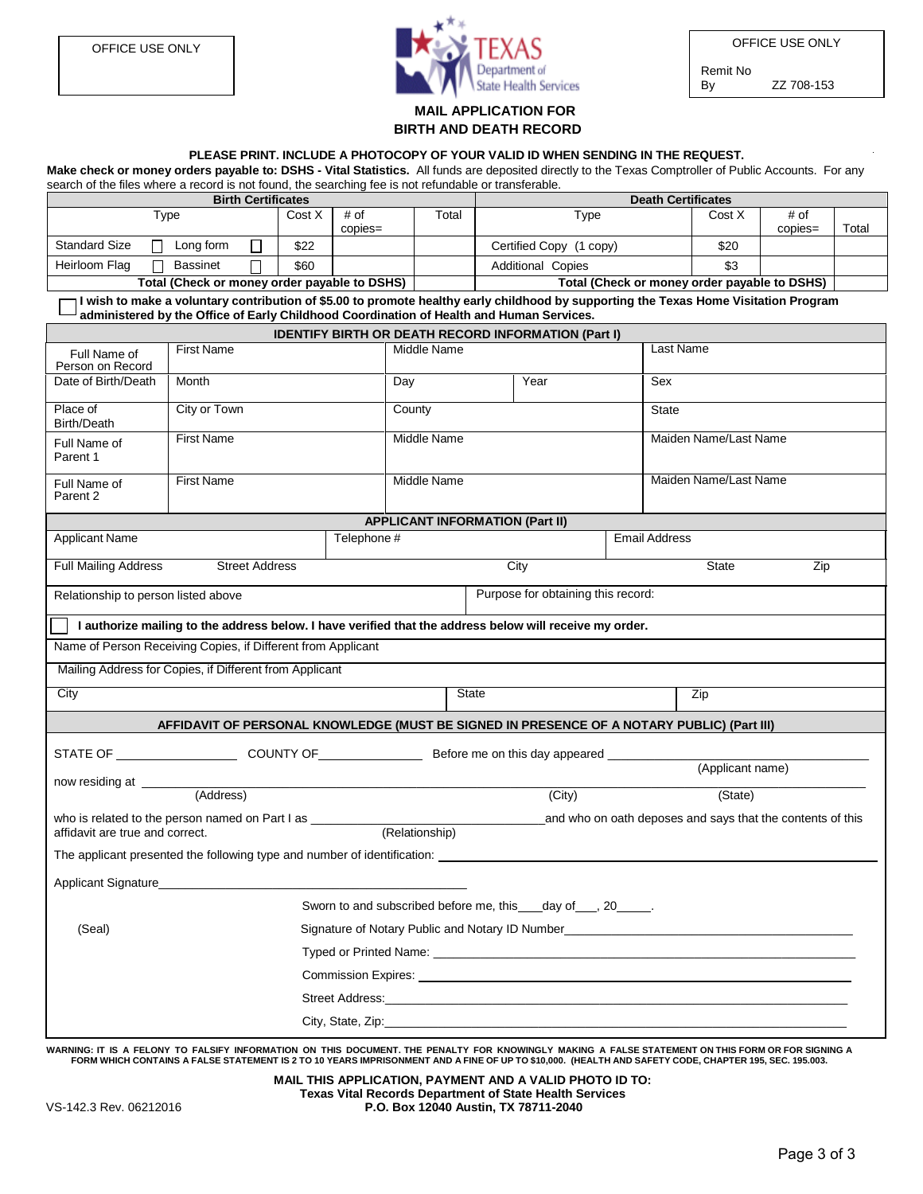OFFICE USE ONLY

TEXAS Department of State Health Services

OFFICE USE ONLY

Remit No
By ZZ 708-153

## MAIL APPLICATION FOR BIRTH AND DEATH RECORD

**PLEASE PRINT. INCLUDE A PHOTOCOPY OF YOUR VALID ID WHEN SENDING IN THE REQUEST.**

**Make check or money orders payable to: DSHS - Vital Statistics.** All funds are deposited directly to the Texas Comptroller of Public Accounts. For any search of the files when a record is not found, the searching fee is not refundable or transferable.

| Birth Certificates | | | | | | Death Certificates | | | |
|---|---|---|---|---|---|---|---|---|---|
| Type | | | | Cost X | # of copies= | Total | Type | Cost X | # of copies= | Total |
| Standard Size | ☐ | Long form | ☐ | $22 | | | Certified Copy (1 copy) | $20 | | |
| Heirloom Flag | ☐ | Bassinet | ☐ | $60 | | | Additional Copies | $3 | | |
| **Total (Check or money order payable to DSHS)** | | | | | | | **Total (Check or money order payable to DSHS)** | | | |

☐ **I wish to make a voluntary contribution of $5.00 to promote healthy early childhood by supporting the Texas Home Visitation Program administered by the Office of Early Childhood Coordination of Health and Human Services.**

### IDENTIFY BIRTH OR DEATH RECORD INFORMATION (Part I)

| | | | | |
|---|---|---|---|---|
| Full Name of Person on Record | First Name | Middle Name | | Last Name |
| Date of Birth/Death | Month | Day | Year | Sex |
| Place of Birth/Death | City or Town | County | | State |
| Full Name of Parent 1 | First Name | Middle Name | | Maiden Name/Last Name |
| Full Name of Parent 2 | First Name | Middle Name | | Maiden Name/Last Name |

### APPLICANT INFORMATION (Part II)

| | | | | |
|---|---|---|---|---|
| Applicant Name | Telephone # | | Email Address | |
| Full Mailing Address Street Address | City | | State | Zip |
| Relationship to person listed above | Purpose for obtaining this record: | | | |

☐ **I authorize mailing to the address below. I have verified that the address below will receive my order.**

Name of Person Receiving Copies, if Different from Applicant

Mailing Address for Copies, if Different from Applicant

City | State | Zip

### AFFIDAVIT OF PERSONAL KNOWLEDGE (MUST BE SIGNED IN PRESENCE OF A NOTARY PUBLIC) (Part III)

STATE OF ________________ COUNTY OF______________ Before me on this day appeared ______________________________ (Applicant name)

now residing at ____________________________________________________________
(Address) (City) (State)

who is related to the person named on Part I as ______________________________ (Relationship) and who on oath deposes and says that the contents of this affidavit are true and correct.

The applicant presented the following type and number of identification: ______________________________

Applicant Signature______________________________________________

Sworn to and subscribed before me, this___day of___, 20_____.

(Seal) Signature of Notary Public and Notary ID Number______________________________

Typed or Printed Name: ______________________________

Commission Expires: ______________________________

Street Address:______________________________

City, State, Zip:______________________________

**WARNING: IT IS A FELONY TO FALSIFY INFORMATION ON THIS DOCUMENT. THE PENALTY FOR KNOWINGLY MAKING A FALSE STATEMENT ON THIS FORM OR FOR SIGNING A FORM WHICH CONTAINS A FALSE STATEMENT IS 2 TO 10 YEARS IMPRISONMENT AND A FINE OF UP TO $10,000. (HEALTH AND SAFETY CODE, CHAPTER 195, SEC. 195.003.**

**MAIL THIS APPLICATION, PAYMENT AND A VALID PHOTO ID TO:**
**Texas Vital Records Department of State Health Services**
**P.O. Box 12040 Austin, TX 78711-2040**

VS-142.3 Rev. 06212016